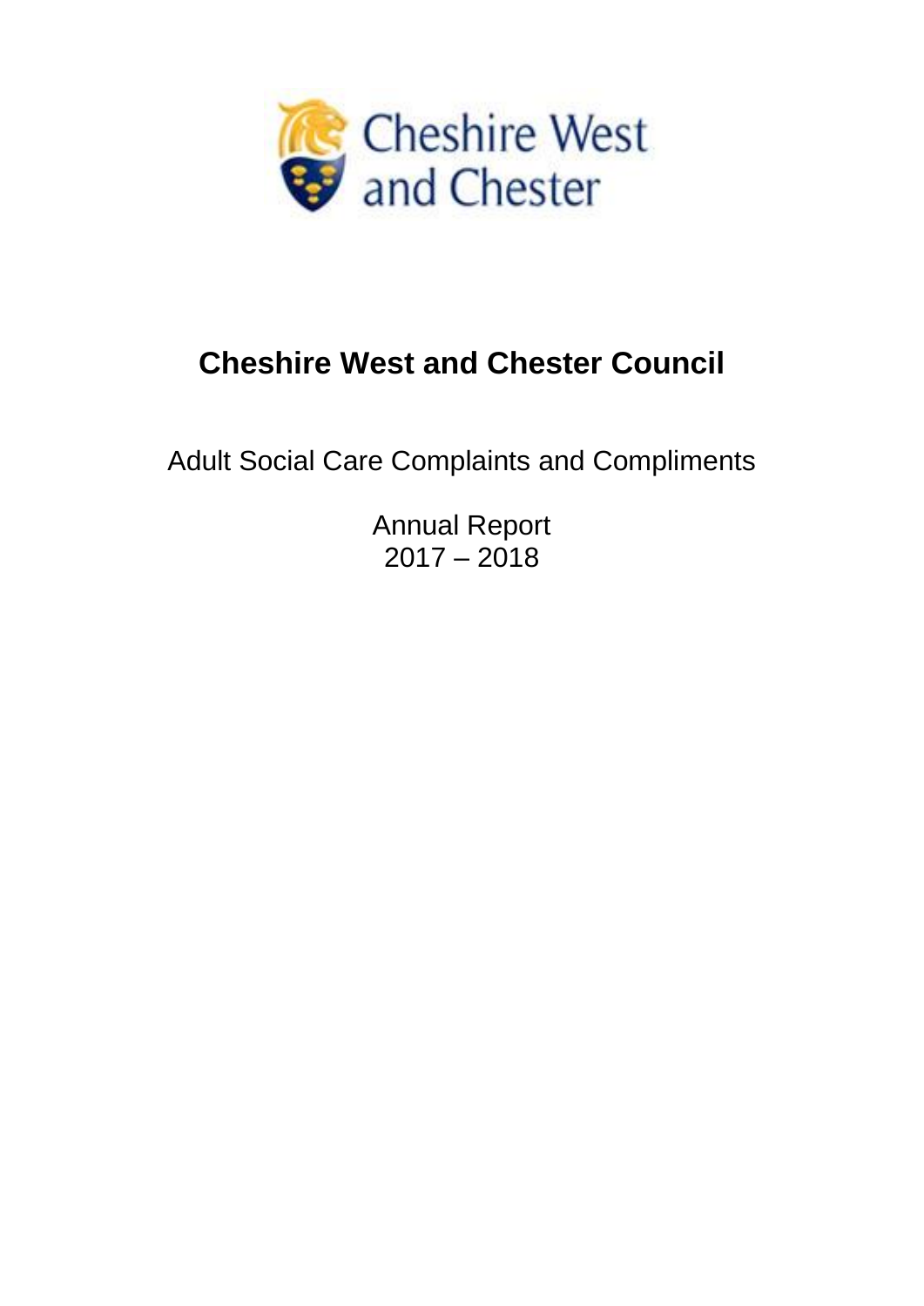# Cheshire West and Chester Council

Adult Social Care Complaints and Compliments

Annual Report
2017 – 2018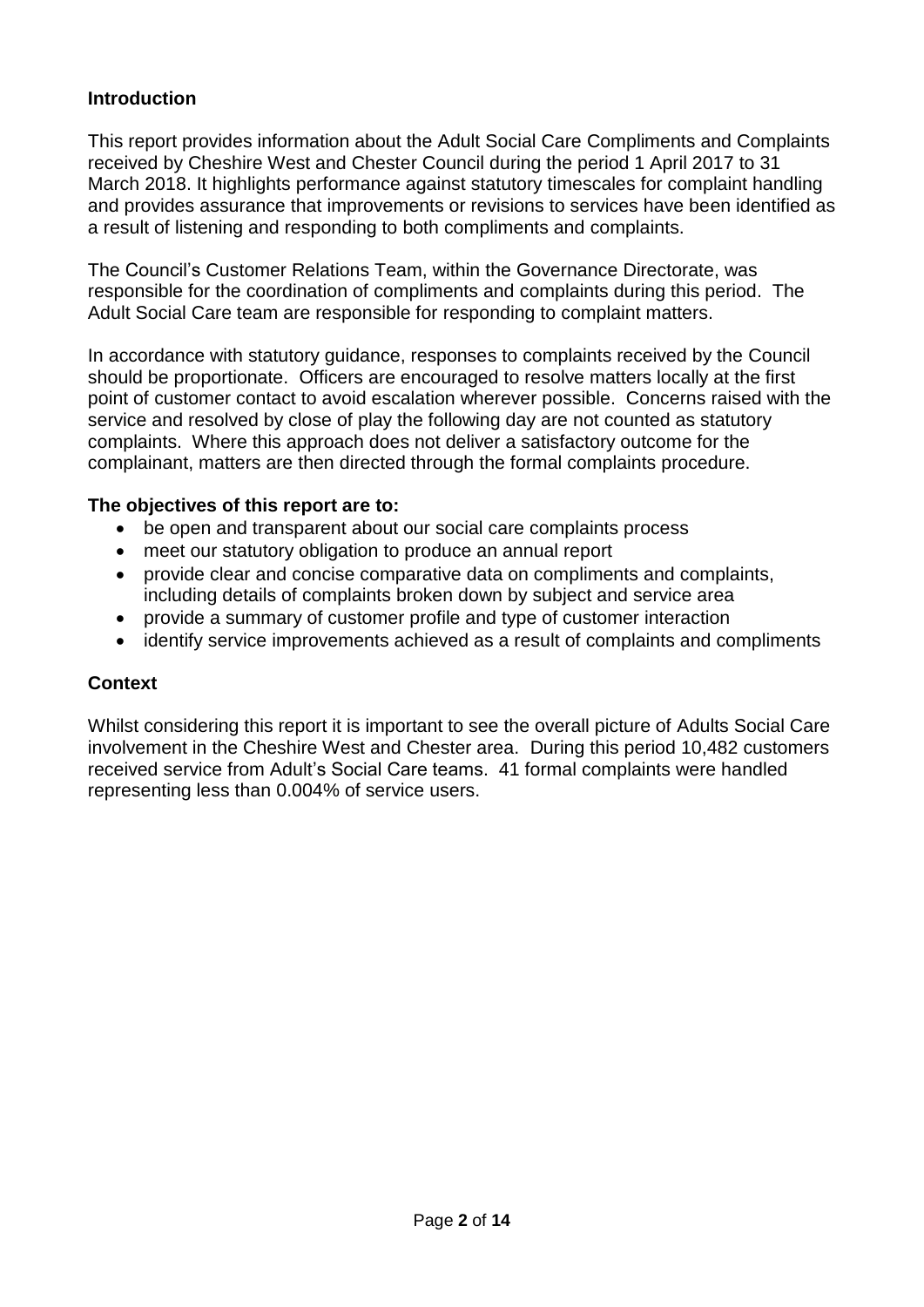**Introduction**

This report provides information about the Adult Social Care Compliments and Complaints received by Cheshire West and Chester Council during the period 1 April 2017 to 31 March 2018. It highlights performance against statutory timescales for complaint handling and provides assurance that improvements or revisions to services have been identified as a result of listening and responding to both compliments and complaints.

The Council's Customer Relations Team, within the Governance Directorate, was responsible for the coordination of compliments and complaints during this period. The Adult Social Care team are responsible for responding to complaint matters.

In accordance with statutory guidance, responses to complaints received by the Council should be proportionate. Officers are encouraged to resolve matters locally at the first point of customer contact to avoid escalation wherever possible. Concerns raised with the service and resolved by close of play the following day are not counted as statutory complaints. Where this approach does not deliver a satisfactory outcome for the complainant, matters are then directed through the formal complaints procedure.

**The objectives of this report are to:**

- be open and transparent about our social care complaints process
- meet our statutory obligation to produce an annual report
- provide clear and concise comparative data on compliments and complaints, including details of complaints broken down by subject and service area
- provide a summary of customer profile and type of customer interaction
- identify service improvements achieved as a result of complaints and compliments

**Context**

Whilst considering this report it is important to see the overall picture of Adults Social Care involvement in the Cheshire West and Chester area. During this period 10,482 customers received service from Adult's Social Care teams. 41 formal complaints were handled representing less than 0.004% of service users.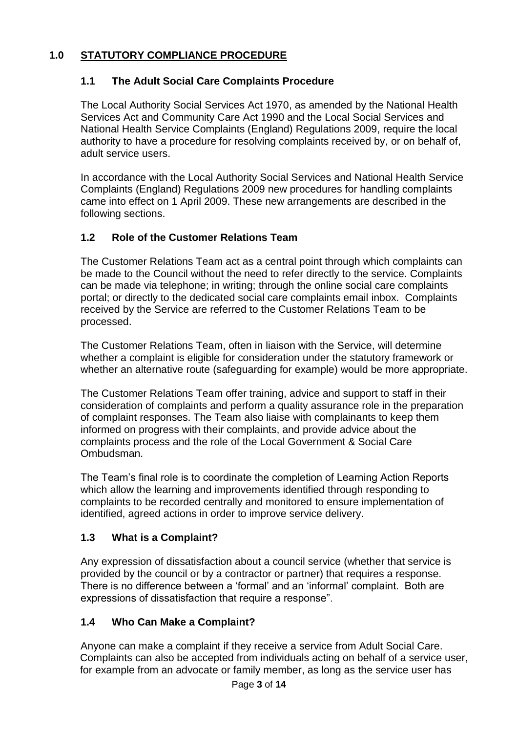# 1.0 STATUTORY COMPLIANCE PROCEDURE

## 1.1 The Adult Social Care Complaints Procedure

The Local Authority Social Services Act 1970, as amended by the National Health Services Act and Community Care Act 1990 and the Local Social Services and National Health Service Complaints (England) Regulations 2009, require the local authority to have a procedure for resolving complaints received by, or on behalf of, adult service users.

In accordance with the Local Authority Social Services and National Health Service Complaints (England) Regulations 2009 new procedures for handling complaints came into effect on 1 April 2009. These new arrangements are described in the following sections.

## 1.2 Role of the Customer Relations Team

The Customer Relations Team act as a central point through which complaints can be made to the Council without the need to refer directly to the service. Complaints can be made via telephone; in writing; through the online social care complaints portal; or directly to the dedicated social care complaints email inbox. Complaints received by the Service are referred to the Customer Relations Team to be processed.

The Customer Relations Team, often in liaison with the Service, will determine whether a complaint is eligible for consideration under the statutory framework or whether an alternative route (safeguarding for example) would be more appropriate.

The Customer Relations Team offer training, advice and support to staff in their consideration of complaints and perform a quality assurance role in the preparation of complaint responses. The Team also liaise with complainants to keep them informed on progress with their complaints, and provide advice about the complaints process and the role of the Local Government & Social Care Ombudsman.

The Team's final role is to coordinate the completion of Learning Action Reports which allow the learning and improvements identified through responding to complaints to be recorded centrally and monitored to ensure implementation of identified, agreed actions in order to improve service delivery.

## 1.3 What is a Complaint?

Any expression of dissatisfaction about a council service (whether that service is provided by the council or by a contractor or partner) that requires a response. There is no difference between a 'formal' and an 'informal' complaint. Both are expressions of dissatisfaction that require a response".

## 1.4 Who Can Make a Complaint?

Anyone can make a complaint if they receive a service from Adult Social Care. Complaints can also be accepted from individuals acting on behalf of a service user, for example from an advocate or family member, as long as the service user has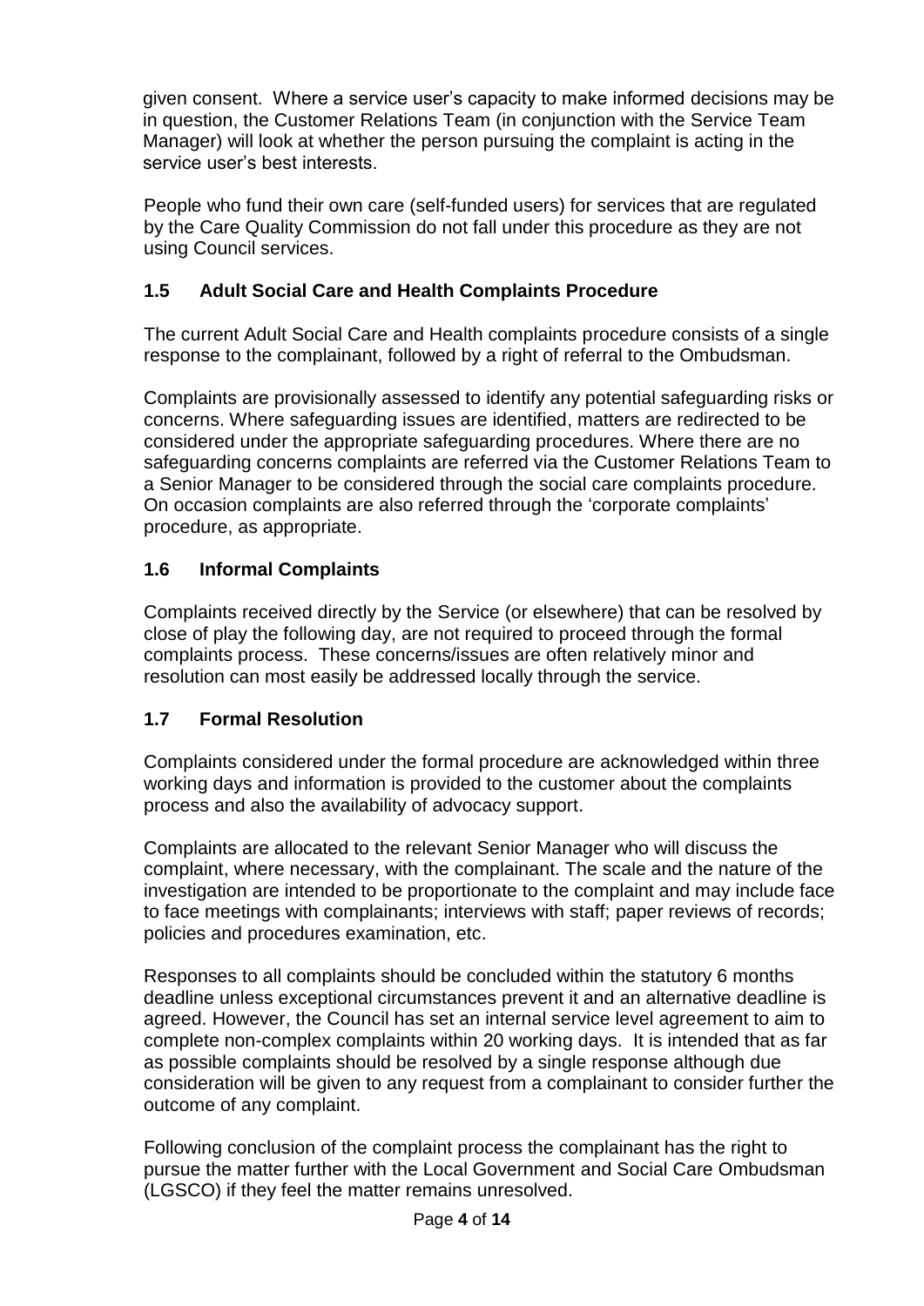given consent. Where a service user's capacity to make informed decisions may be in question, the Customer Relations Team (in conjunction with the Service Team Manager) will look at whether the person pursuing the complaint is acting in the service user's best interests.

People who fund their own care (self-funded users) for services that are regulated by the Care Quality Commission do not fall under this procedure as they are not using Council services.

### 1.5 Adult Social Care and Health Complaints Procedure

The current Adult Social Care and Health complaints procedure consists of a single response to the complainant, followed by a right of referral to the Ombudsman.

Complaints are provisionally assessed to identify any potential safeguarding risks or concerns. Where safeguarding issues are identified, matters are redirected to be considered under the appropriate safeguarding procedures. Where there are no safeguarding concerns complaints are referred via the Customer Relations Team to a Senior Manager to be considered through the social care complaints procedure. On occasion complaints are also referred through the 'corporate complaints' procedure, as appropriate.

### 1.6 Informal Complaints

Complaints received directly by the Service (or elsewhere) that can be resolved by close of play the following day, are not required to proceed through the formal complaints process. These concerns/issues are often relatively minor and resolution can most easily be addressed locally through the service.

### 1.7 Formal Resolution

Complaints considered under the formal procedure are acknowledged within three working days and information is provided to the customer about the complaints process and also the availability of advocacy support.

Complaints are allocated to the relevant Senior Manager who will discuss the complaint, where necessary, with the complainant. The scale and the nature of the investigation are intended to be proportionate to the complaint and may include face to face meetings with complainants; interviews with staff; paper reviews of records; policies and procedures examination, etc.

Responses to all complaints should be concluded within the statutory 6 months deadline unless exceptional circumstances prevent it and an alternative deadline is agreed. However, the Council has set an internal service level agreement to aim to complete non-complex complaints within 20 working days. It is intended that as far as possible complaints should be resolved by a single response although due consideration will be given to any request from a complainant to consider further the outcome of any complaint.

Following conclusion of the complaint process the complainant has the right to pursue the matter further with the Local Government and Social Care Ombudsman (LGSCO) if they feel the matter remains unresolved.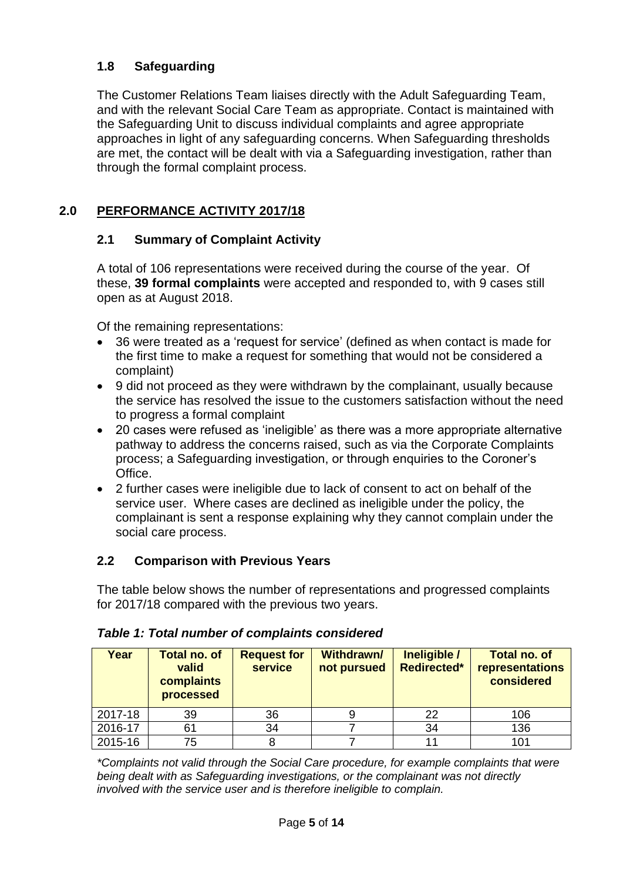### 1.8 Safeguarding

The Customer Relations Team liaises directly with the Adult Safeguarding Team, and with the relevant Social Care Team as appropriate. Contact is maintained with the Safeguarding Unit to discuss individual complaints and agree appropriate approaches in light of any safeguarding concerns. When Safeguarding thresholds are met, the contact will be dealt with via a Safeguarding investigation, rather than through the formal complaint process.

## 2.0 PERFORMANCE ACTIVITY 2017/18

### 2.1 Summary of Complaint Activity

A total of 106 representations were received during the course of the year. Of these, **39 formal complaints** were accepted and responded to, with 9 cases still open as at August 2018.

Of the remaining representations:

- 36 were treated as a 'request for service' (defined as when contact is made for the first time to make a request for something that would not be considered a complaint)
- 9 did not proceed as they were withdrawn by the complainant, usually because the service has resolved the issue to the customers satisfaction without the need to progress a formal complaint
- 20 cases were refused as 'ineligible' as there was a more appropriate alternative pathway to address the concerns raised, such as via the Corporate Complaints process; a Safeguarding investigation, or through enquiries to the Coroner's Office.
- 2 further cases were ineligible due to lack of consent to act on behalf of the service user. Where cases are declined as ineligible under the policy, the complainant is sent a response explaining why they cannot complain under the social care process.

### 2.2 Comparison with Previous Years

The table below shows the number of representations and progressed complaints for 2017/18 compared with the previous two years.

***Table 1: Total number of complaints considered***

| Year | Total no. of valid complaints processed | Request for service | Withdrawn/ not pursued | Ineligible / Redirected* | Total no. of representations considered |
|---|---|---|---|---|---|
| 2017-18 | 39 | 36 | 9 | 22 | 106 |
| 2016-17 | 61 | 34 | 7 | 34 | 136 |
| 2015-16 | 75 | 8 | 7 | 11 | 101 |

*\*Complaints not valid through the Social Care procedure, for example complaints that were being dealt with as Safeguarding investigations, or the complainant was not directly involved with the service user and is therefore ineligible to complain.*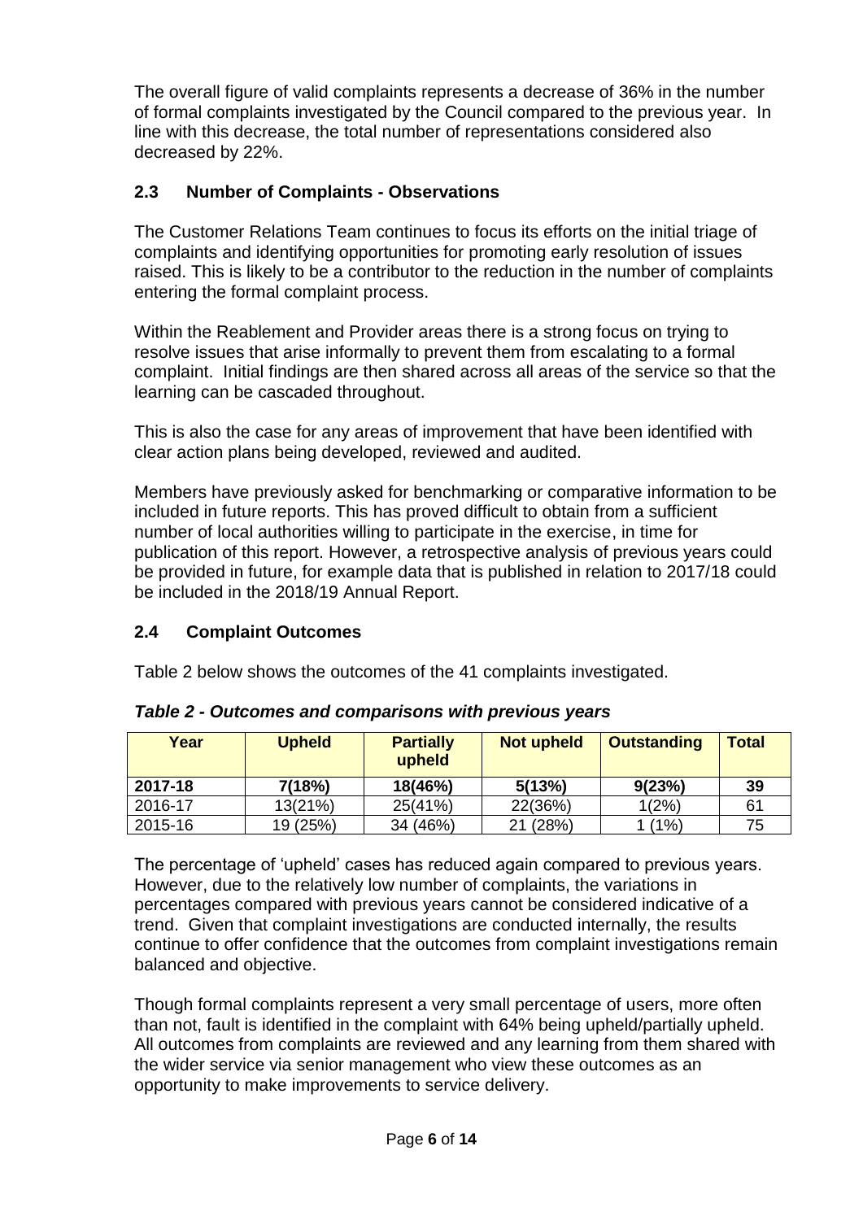The overall figure of valid complaints represents a decrease of 36% in the number of formal complaints investigated by the Council compared to the previous year. In line with this decrease, the total number of representations considered also decreased by 22%.

## 2.3 Number of Complaints - Observations

The Customer Relations Team continues to focus its efforts on the initial triage of complaints and identifying opportunities for promoting early resolution of issues raised. This is likely to be a contributor to the reduction in the number of complaints entering the formal complaint process.

Within the Reablement and Provider areas there is a strong focus on trying to resolve issues that arise informally to prevent them from escalating to a formal complaint. Initial findings are then shared across all areas of the service so that the learning can be cascaded throughout.

This is also the case for any areas of improvement that have been identified with clear action plans being developed, reviewed and audited.

Members have previously asked for benchmarking or comparative information to be included in future reports. This has proved difficult to obtain from a sufficient number of local authorities willing to participate in the exercise, in time for publication of this report. However, a retrospective analysis of previous years could be provided in future, for example data that is published in relation to 2017/18 could be included in the 2018/19 Annual Report.

## 2.4 Complaint Outcomes

Table 2 below shows the outcomes of the 41 complaints investigated.

***Table 2 - Outcomes and comparisons with previous years***

| Year | Upheld | Partially upheld | Not upheld | Outstanding | Total |
|---|---|---|---|---|---|
| **2017-18** | **7(18%)** | **18(46%)** | **5(13%)** | **9(23%)** | **39** |
| 2016-17 | 13(21%) | 25(41%) | 22(36%) | 1(2%) | 61 |
| 2015-16 | 19 (25%) | 34 (46%) | 21 (28%) | 1 (1%) | 75 |

The percentage of 'upheld' cases has reduced again compared to previous years. However, due to the relatively low number of complaints, the variations in percentages compared with previous years cannot be considered indicative of a trend. Given that complaint investigations are conducted internally, the results continue to offer confidence that the outcomes from complaint investigations remain balanced and objective.

Though formal complaints represent a very small percentage of users, more often than not, fault is identified in the complaint with 64% being upheld/partially upheld. All outcomes from complaints are reviewed and any learning from them shared with the wider service via senior management who view these outcomes as an opportunity to make improvements to service delivery.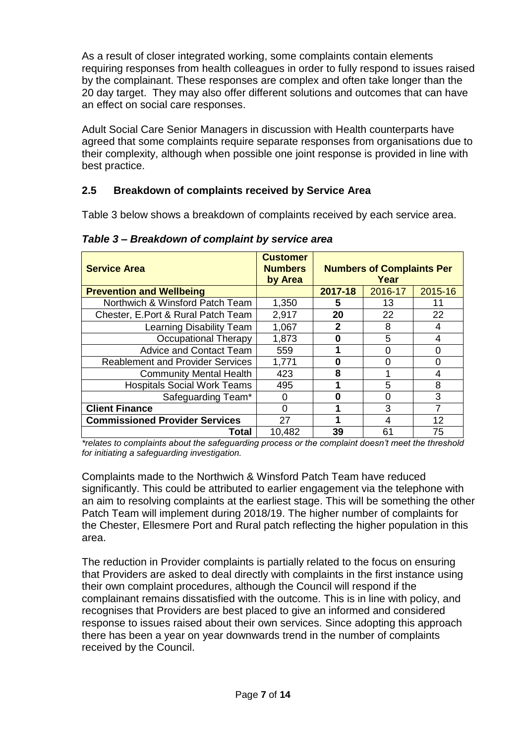As a result of closer integrated working, some complaints contain elements requiring responses from health colleagues in order to fully respond to issues raised by the complainant. These responses are complex and often take longer than the 20 day target. They may also offer different solutions and outcomes that can have an effect on social care responses.

Adult Social Care Senior Managers in discussion with Health counterparts have agreed that some complaints require separate responses from organisations due to their complexity, although when possible one joint response is provided in line with best practice.

### 2.5 Breakdown of complaints received by Service Area

Table 3 below shows a breakdown of complaints received by each service area.

***Table 3 – Breakdown of complaint by service area***

| Service Area | Customer Numbers by Area | Numbers of Complaints Per Year | | |
|---|---|---|---|---|
| **Prevention and Wellbeing** | | **2017-18** | 2016-17 | 2015-16 |
| Northwich & Winsford Patch Team | 1,350 | **5** | 13 | 11 |
| Chester, E.Port & Rural Patch Team | 2,917 | **20** | 22 | 22 |
| Learning Disability Team | 1,067 | **2** | 8 | 4 |
| Occupational Therapy | 1,873 | **0** | 5 | 4 |
| Advice and Contact Team | 559 | **1** | 0 | 0 |
| Reablement and Provider Services | 1,771 | **0** | 0 | 0 |
| Community Mental Health | 423 | **8** | 1 | 4 |
| Hospitals Social Work Teams | 495 | **1** | 5 | 8 |
| Safeguarding Team* | 0 | **0** | 0 | 3 |
| **Client Finance** | 0 | **1** | 3 | 7 |
| **Commissioned Provider Services** | 27 | **1** | 4 | 12 |
| **Total** | 10,482 | **39** | 61 | 75 |

*\*relates to complaints about the safeguarding process or the complaint doesn't meet the threshold for initiating a safeguarding investigation.*

Complaints made to the Northwich & Winsford Patch Team have reduced significantly. This could be attributed to earlier engagement via the telephone with an aim to resolving complaints at the earliest stage. This will be something the other Patch Team will implement during 2018/19. The higher number of complaints for the Chester, Ellesmere Port and Rural patch reflecting the higher population in this area.

The reduction in Provider complaints is partially related to the focus on ensuring that Providers are asked to deal directly with complaints in the first instance using their own complaint procedures, although the Council will respond if the complainant remains dissatisfied with the outcome. This is in line with policy, and recognises that Providers are best placed to give an informed and considered response to issues raised about their own services. Since adopting this approach there has been a year on year downwards trend in the number of complaints received by the Council.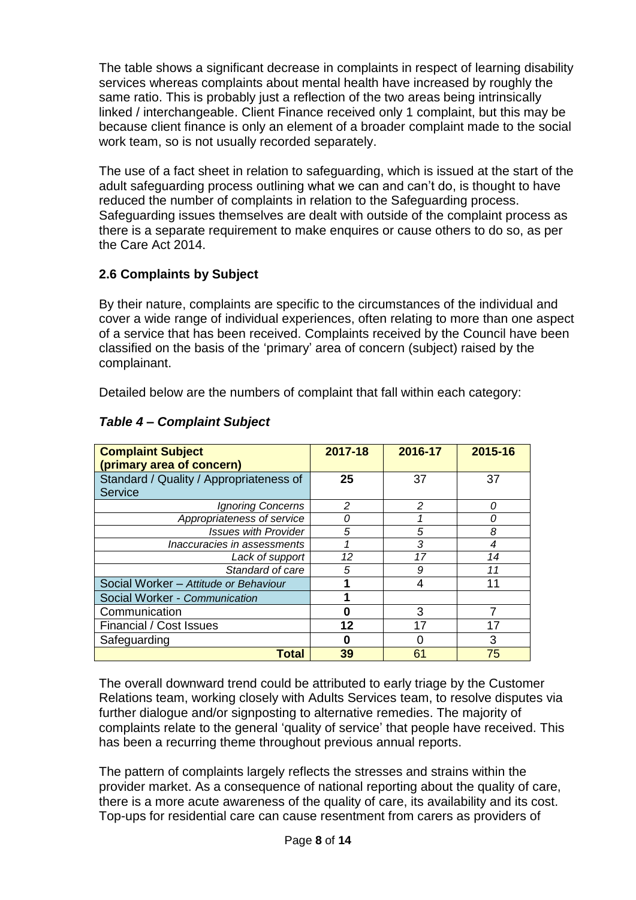The table shows a significant decrease in complaints in respect of learning disability services whereas complaints about mental health have increased by roughly the same ratio. This is probably just a reflection of the two areas being intrinsically linked / interchangeable. Client Finance received only 1 complaint, but this may be because client finance is only an element of a broader complaint made to the social work team, so is not usually recorded separately.

The use of a fact sheet in relation to safeguarding, which is issued at the start of the adult safeguarding process outlining what we can and can't do, is thought to have reduced the number of complaints in relation to the Safeguarding process. Safeguarding issues themselves are dealt with outside of the complaint process as there is a separate requirement to make enquires or cause others to do so, as per the Care Act 2014.

### 2.6 Complaints by Subject

By their nature, complaints are specific to the circumstances of the individual and cover a wide range of individual experiences, often relating to more than one aspect of a service that has been received. Complaints received by the Council have been classified on the basis of the 'primary' area of concern (subject) raised by the complainant.

Detailed below are the numbers of complaint that fall within each category:

***Table 4 – Complaint Subject***

| **Complaint Subject (primary area of concern)** | **2017-18** | **2016-17** | **2015-16** |
|---|---|---|---|
| Standard / Quality / Appropriateness of Service | **25** | 37 | 37 |
| *Ignoring Concerns* | *2* | *2* | *0* |
| *Appropriateness of service* | *0* | *1* | *0* |
| *Issues with Provider* | *5* | *5* | *8* |
| *Inaccuracies in assessments* | *1* | *3* | *4* |
| *Lack of support* | *12* | *17* | *14* |
| *Standard of care* | *5* | *9* | *11* |
| Social Worker – *Attitude or Behaviour* | **1** | 4 | 11 |
| Social Worker - *Communication* | **1** | | |
| Communication | **0** | 3 | 7 |
| Financial / Cost Issues | **12** | 17 | 17 |
| Safeguarding | **0** | 0 | 3 |
| **Total** | **39** | 61 | 75 |

The overall downward trend could be attributed to early triage by the Customer Relations team, working closely with Adults Services team, to resolve disputes via further dialogue and/or signposting to alternative remedies. The majority of complaints relate to the general 'quality of service' that people have received. This has been a recurring theme throughout previous annual reports.

The pattern of complaints largely reflects the stresses and strains within the provider market. As a consequence of national reporting about the quality of care, there is a more acute awareness of the quality of care, its availability and its cost. Top-ups for residential care can cause resentment from carers as providers of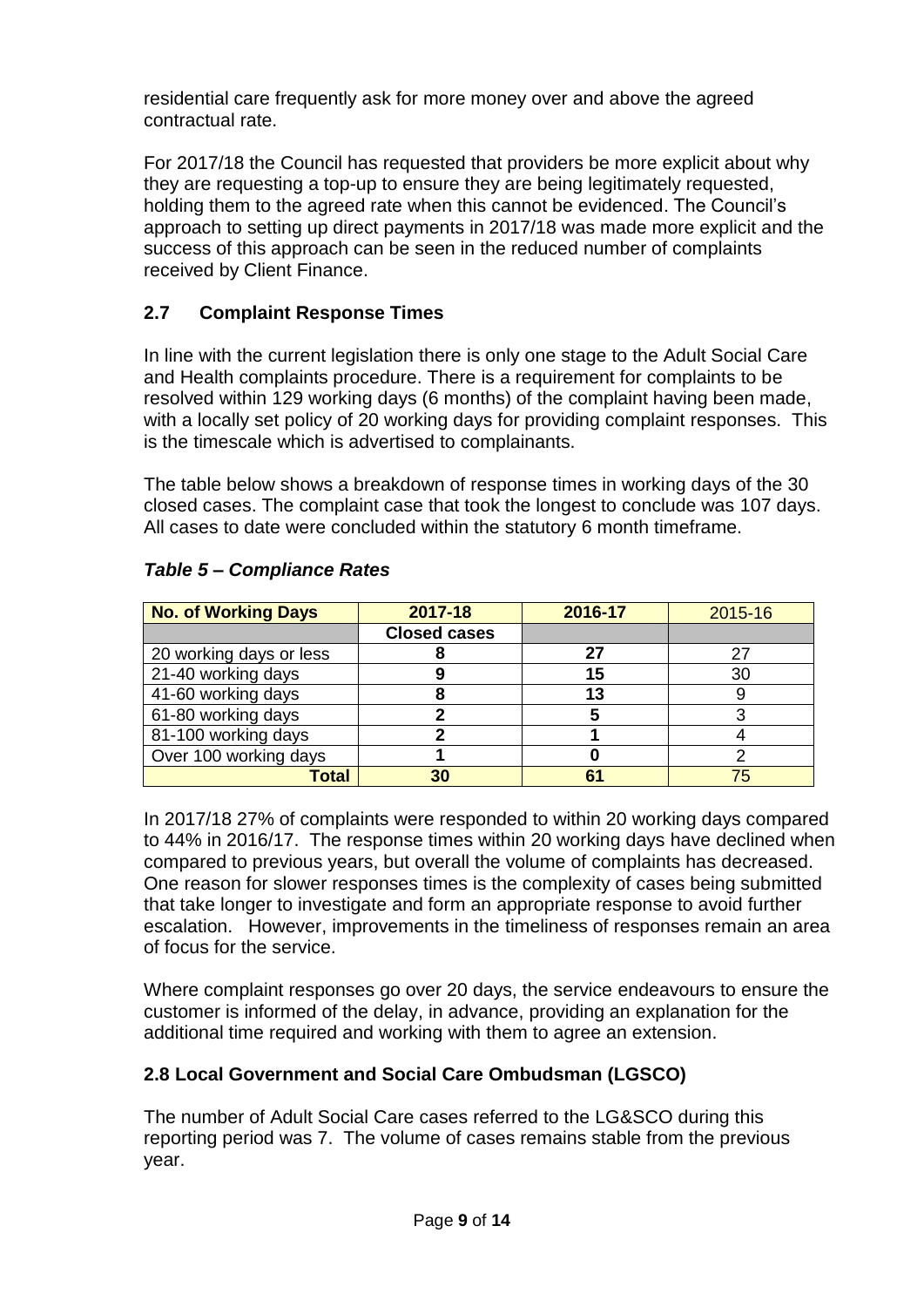residential care frequently ask for more money over and above the agreed contractual rate.

For 2017/18 the Council has requested that providers be more explicit about why they are requesting a top-up to ensure they are being legitimately requested, holding them to the agreed rate when this cannot be evidenced. The Council's approach to setting up direct payments in 2017/18 was made more explicit and the success of this approach can be seen in the reduced number of complaints received by Client Finance.

## 2.7 Complaint Response Times

In line with the current legislation there is only one stage to the Adult Social Care and Health complaints procedure. There is a requirement for complaints to be resolved within 129 working days (6 months) of the complaint having been made, with a locally set policy of 20 working days for providing complaint responses. This is the timescale which is advertised to complainants.

The table below shows a breakdown of response times in working days of the 30 closed cases. The complaint case that took the longest to conclude was 107 days. All cases to date were concluded within the statutory 6 month timeframe.

### *Table 5 – Compliance Rates*

| No. of Working Days | 2017-18 | 2016-17 | 2015-16 |
|---|---|---|---|
| | Closed cases | | |
| 20 working days or less | 8 | 27 | 27 |
| 21-40 working days | 9 | 15 | 30 |
| 41-60 working days | 8 | 13 | 9 |
| 61-80 working days | 2 | 5 | 3 |
| 81-100 working days | 2 | 1 | 4 |
| Over 100 working days | 1 | 0 | 2 |
| **Total** | **30** | **61** | 75 |

In 2017/18 27% of complaints were responded to within 20 working days compared to 44% in 2016/17. The response times within 20 working days have declined when compared to previous years, but overall the volume of complaints has decreased. One reason for slower responses times is the complexity of cases being submitted that take longer to investigate and form an appropriate response to avoid further escalation. However, improvements in the timeliness of responses remain an area of focus for the service.

Where complaint responses go over 20 days, the service endeavours to ensure the customer is informed of the delay, in advance, providing an explanation for the additional time required and working with them to agree an extension.

## 2.8 Local Government and Social Care Ombudsman (LGSCO)

The number of Adult Social Care cases referred to the LG&SCO during this reporting period was 7. The volume of cases remains stable from the previous year.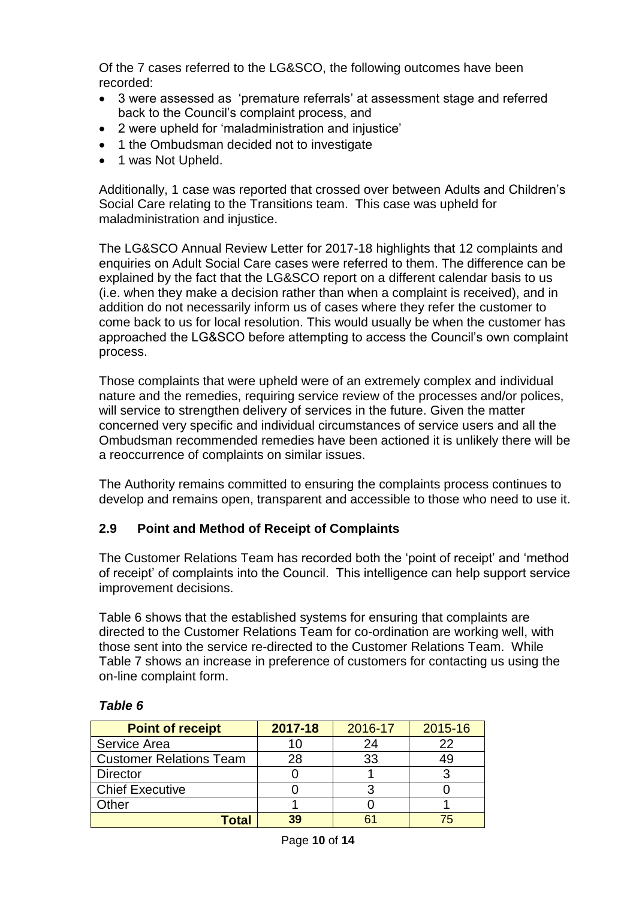Of the 7 cases referred to the LG&SCO, the following outcomes have been recorded:

- 3 were assessed as 'premature referrals' at assessment stage and referred back to the Council's complaint process, and
- 2 were upheld for 'maladministration and injustice'
- 1 the Ombudsman decided not to investigate
- 1 was Not Upheld.

Additionally, 1 case was reported that crossed over between Adults and Children's Social Care relating to the Transitions team. This case was upheld for maladministration and injustice.

The LG&SCO Annual Review Letter for 2017-18 highlights that 12 complaints and enquiries on Adult Social Care cases were referred to them. The difference can be explained by the fact that the LG&SCO report on a different calendar basis to us (i.e. when they make a decision rather than when a complaint is received), and in addition do not necessarily inform us of cases where they refer the customer to come back to us for local resolution. This would usually be when the customer has approached the LG&SCO before attempting to access the Council's own complaint process.

Those complaints that were upheld were of an extremely complex and individual nature and the remedies, requiring service review of the processes and/or polices, will service to strengthen delivery of services in the future. Given the matter concerned very specific and individual circumstances of service users and all the Ombudsman recommended remedies have been actioned it is unlikely there will be a reoccurrence of complaints on similar issues.

The Authority remains committed to ensuring the complaints process continues to develop and remains open, transparent and accessible to those who need to use it.

### 2.9 Point and Method of Receipt of Complaints

The Customer Relations Team has recorded both the 'point of receipt' and 'method of receipt' of complaints into the Council. This intelligence can help support service improvement decisions.

Table 6 shows that the established systems for ensuring that complaints are directed to the Customer Relations Team for co-ordination are working well, with those sent into the service re-directed to the Customer Relations Team. While Table 7 shows an increase in preference of customers for contacting us using the on-line complaint form.

***Table 6***

| Point of receipt | 2017-18 | 2016-17 | 2015-16 |
|---|---|---|---|
| Service Area | 10 | 24 | 22 |
| Customer Relations Team | 28 | 33 | 49 |
| Director | 0 | 1 | 3 |
| Chief Executive | 0 | 3 | 0 |
| Other | 1 | 0 | 1 |
| **Total** | **39** | 61 | 75 |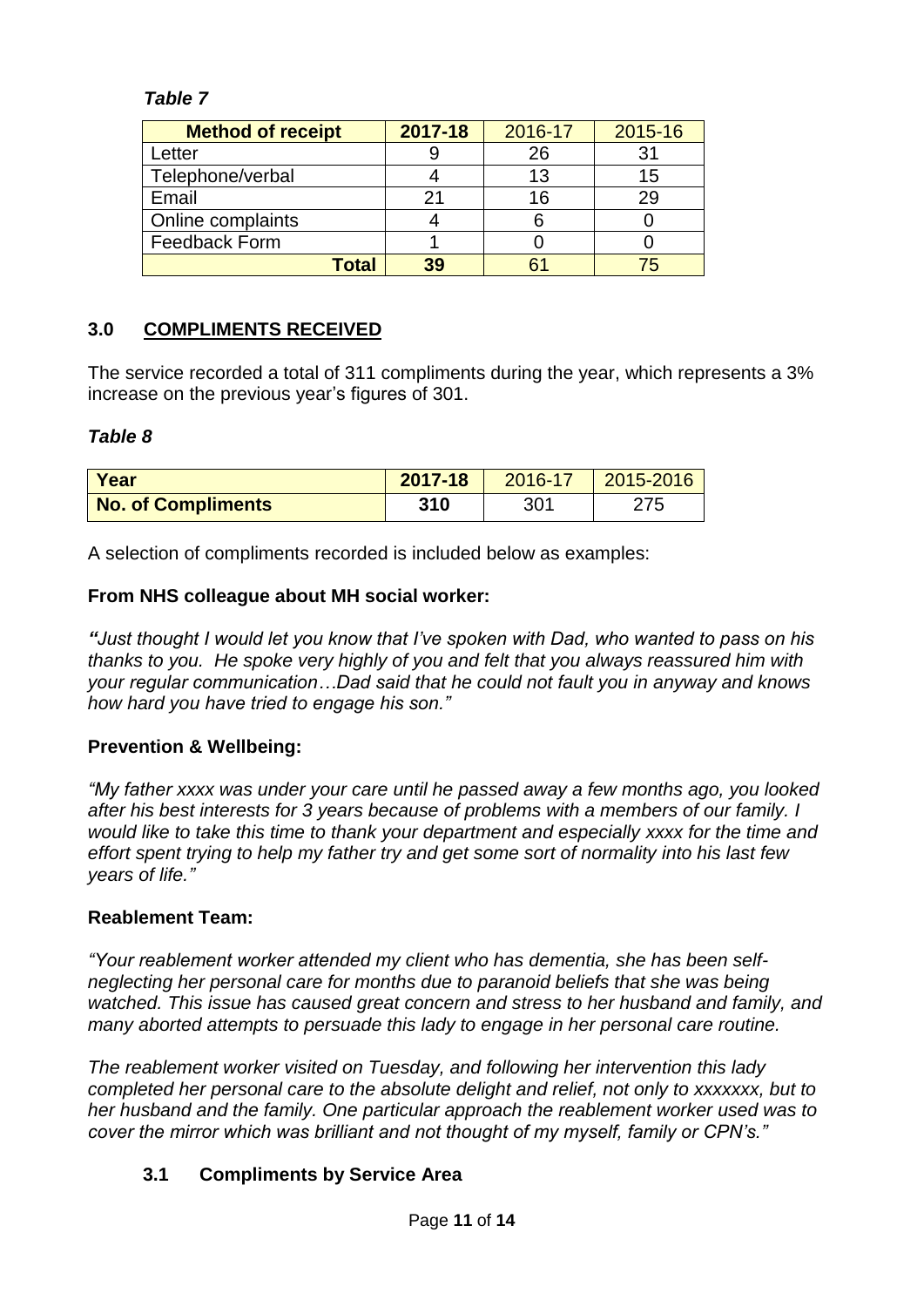*Table 7*

| Method of receipt | 2017-18 | 2016-17 | 2015-16 |
|---|---|---|---|
| Letter | 9 | 26 | 31 |
| Telephone/verbal | 4 | 13 | 15 |
| Email | 21 | 16 | 29 |
| Online complaints | 4 | 6 | 0 |
| Feedback Form | 1 | 0 | 0 |
| **Total** | **39** | 61 | 75 |

## 3.0 COMPLIMENTS RECEIVED

The service recorded a total of 311 compliments during the year, which represents a 3% increase on the previous year's figures of 301.

*Table 8*

| Year | 2017-18 | 2016-17 | 2015-2016 |
|---|---|---|---|
| **No. of Compliments** | **310** | 301 | 275 |

A selection of compliments recorded is included below as examples:

**From NHS colleague about MH social worker:**

*"Just thought I would let you know that I've spoken with Dad, who wanted to pass on his thanks to you. He spoke very highly of you and felt that you always reassured him with your regular communication…Dad said that he could not fault you in anyway and knows how hard you have tried to engage his son."*

**Prevention & Wellbeing:**

*"My father xxxx was under your care until he passed away a few months ago, you looked after his best interests for 3 years because of problems with a members of our family. I would like to take this time to thank your department and especially xxxx for the time and effort spent trying to help my father try and get some sort of normality into his last few years of life."*

**Reablement Team:**

*"Your reablement worker attended my client who has dementia, she has been self-neglecting her personal care for months due to paranoid beliefs that she was being watched. This issue has caused great concern and stress to her husband and family, and many aborted attempts to persuade this lady to engage in her personal care routine.*

*The reablement worker visited on Tuesday, and following her intervention this lady completed her personal care to the absolute delight and relief, not only to xxxxxxx, but to her husband and the family. One particular approach the reablement worker used was to cover the mirror which was brilliant and not thought of my myself, family or CPN's."*

### 3.1 Compliments by Service Area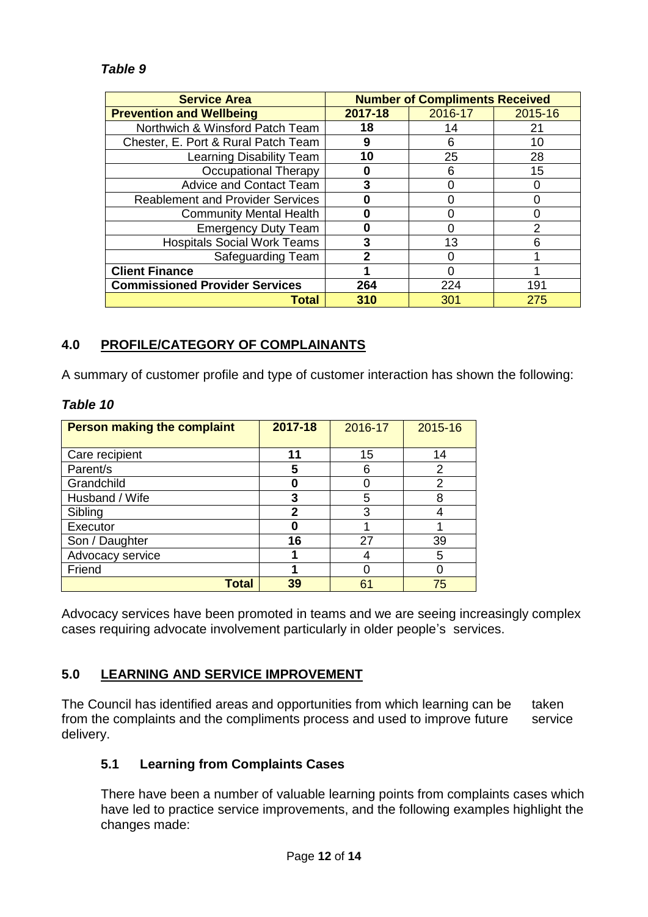*Table 9*

| Service Area | Number of Compliments Received | | |
|---|---|---|---|
| **Prevention and Wellbeing** | **2017-18** | 2016-17 | 2015-16 |
| Northwich & Winsford Patch Team | **18** | 14 | 21 |
| Chester, E. Port & Rural Patch Team | **9** | 6 | 10 |
| Learning Disability Team | **10** | 25 | 28 |
| Occupational Therapy | **0** | 6 | 15 |
| Advice and Contact Team | **3** | 0 | 0 |
| Reablement and Provider Services | **0** | 0 | 0 |
| Community Mental Health | **0** | 0 | 0 |
| Emergency Duty Team | **0** | 0 | 2 |
| Hospitals Social Work Teams | **3** | 13 | 6 |
| Safeguarding Team | **2** | 0 | 1 |
| **Client Finance** | **1** | 0 | 1 |
| **Commissioned Provider Services** | **264** | 224 | 191 |
| **Total** | **310** | 301 | 275 |

## 4.0 PROFILE/CATEGORY OF COMPLAINANTS

A summary of customer profile and type of customer interaction has shown the following:

*Table 10*

| Person making the complaint | 2017-18 | 2016-17 | 2015-16 |
|---|---|---|---|
| Care recipient | **11** | 15 | 14 |
| Parent/s | **5** | 6 | 2 |
| Grandchild | **0** | 0 | 2 |
| Husband / Wife | **3** | 5 | 8 |
| Sibling | **2** | 3 | 4 |
| Executor | **0** | 1 | 1 |
| Son / Daughter | **16** | 27 | 39 |
| Advocacy service | **1** | 4 | 5 |
| Friend | **1** | 0 | 0 |
| **Total** | **39** | 61 | 75 |

Advocacy services have been promoted in teams and we are seeing increasingly complex cases requiring advocate involvement particularly in older people's services.

## 5.0 LEARNING AND SERVICE IMPROVEMENT

The Council has identified areas and opportunities from which learning can be taken from the complaints and the compliments process and used to improve future service delivery.

### 5.1 Learning from Complaints Cases

There have been a number of valuable learning points from complaints cases which have led to practice service improvements, and the following examples highlight the changes made: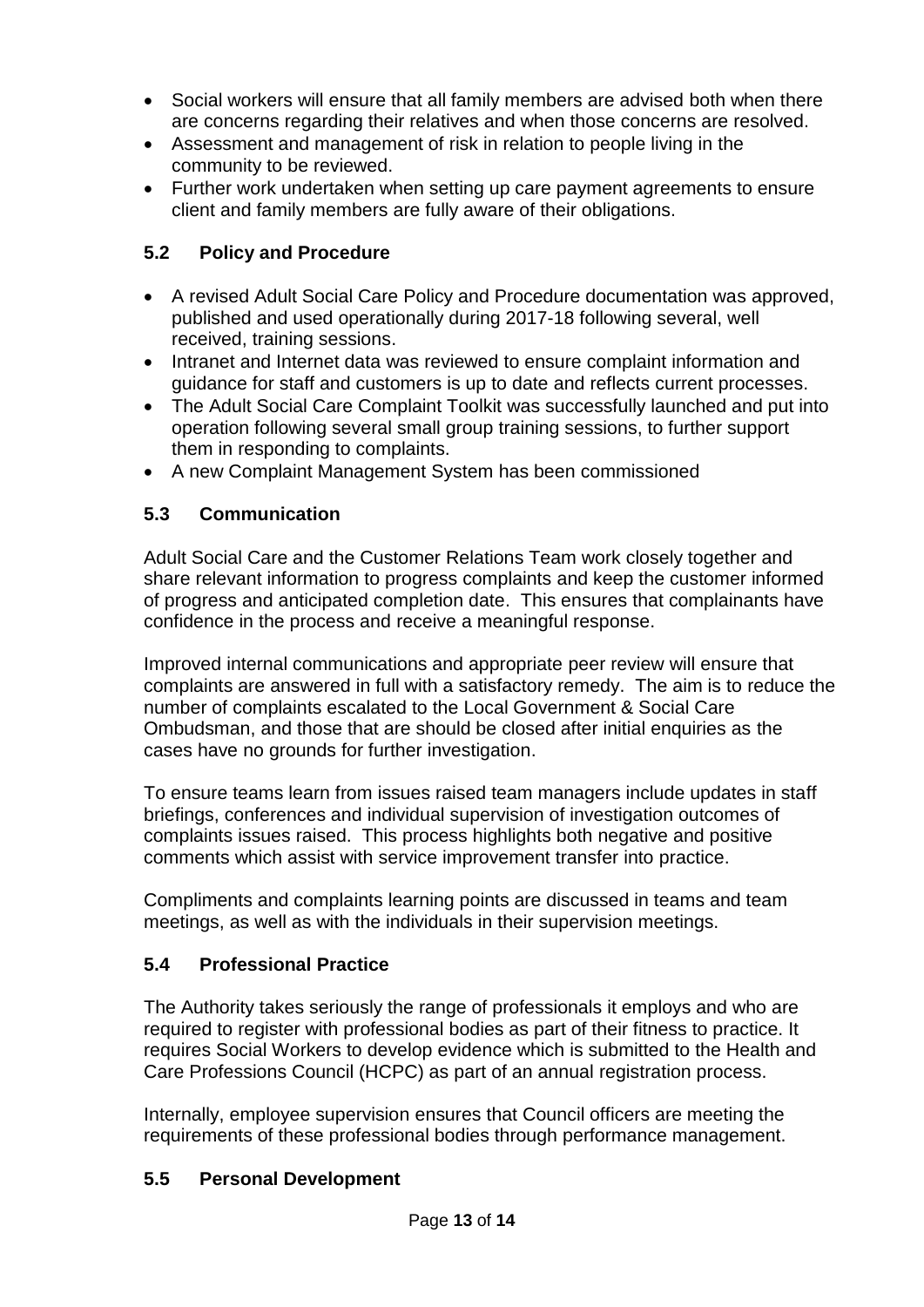- Social workers will ensure that all family members are advised both when there are concerns regarding their relatives and when those concerns are resolved.
- Assessment and management of risk in relation to people living in the community to be reviewed.
- Further work undertaken when setting up care payment agreements to ensure client and family members are fully aware of their obligations.

### 5.2 Policy and Procedure

- A revised Adult Social Care Policy and Procedure documentation was approved, published and used operationally during 2017-18 following several, well received, training sessions.
- Intranet and Internet data was reviewed to ensure complaint information and guidance for staff and customers is up to date and reflects current processes.
- The Adult Social Care Complaint Toolkit was successfully launched and put into operation following several small group training sessions, to further support them in responding to complaints.
- A new Complaint Management System has been commissioned

### 5.3 Communication

Adult Social Care and the Customer Relations Team work closely together and share relevant information to progress complaints and keep the customer informed of progress and anticipated completion date. This ensures that complainants have confidence in the process and receive a meaningful response.

Improved internal communications and appropriate peer review will ensure that complaints are answered in full with a satisfactory remedy. The aim is to reduce the number of complaints escalated to the Local Government & Social Care Ombudsman, and those that are should be closed after initial enquiries as the cases have no grounds for further investigation.

To ensure teams learn from issues raised team managers include updates in staff briefings, conferences and individual supervision of investigation outcomes of complaints issues raised. This process highlights both negative and positive comments which assist with service improvement transfer into practice.

Compliments and complaints learning points are discussed in teams and team meetings, as well as with the individuals in their supervision meetings.

### 5.4 Professional Practice

The Authority takes seriously the range of professionals it employs and who are required to register with professional bodies as part of their fitness to practice. It requires Social Workers to develop evidence which is submitted to the Health and Care Professions Council (HCPC) as part of an annual registration process.

Internally, employee supervision ensures that Council officers are meeting the requirements of these professional bodies through performance management.

### 5.5 Personal Development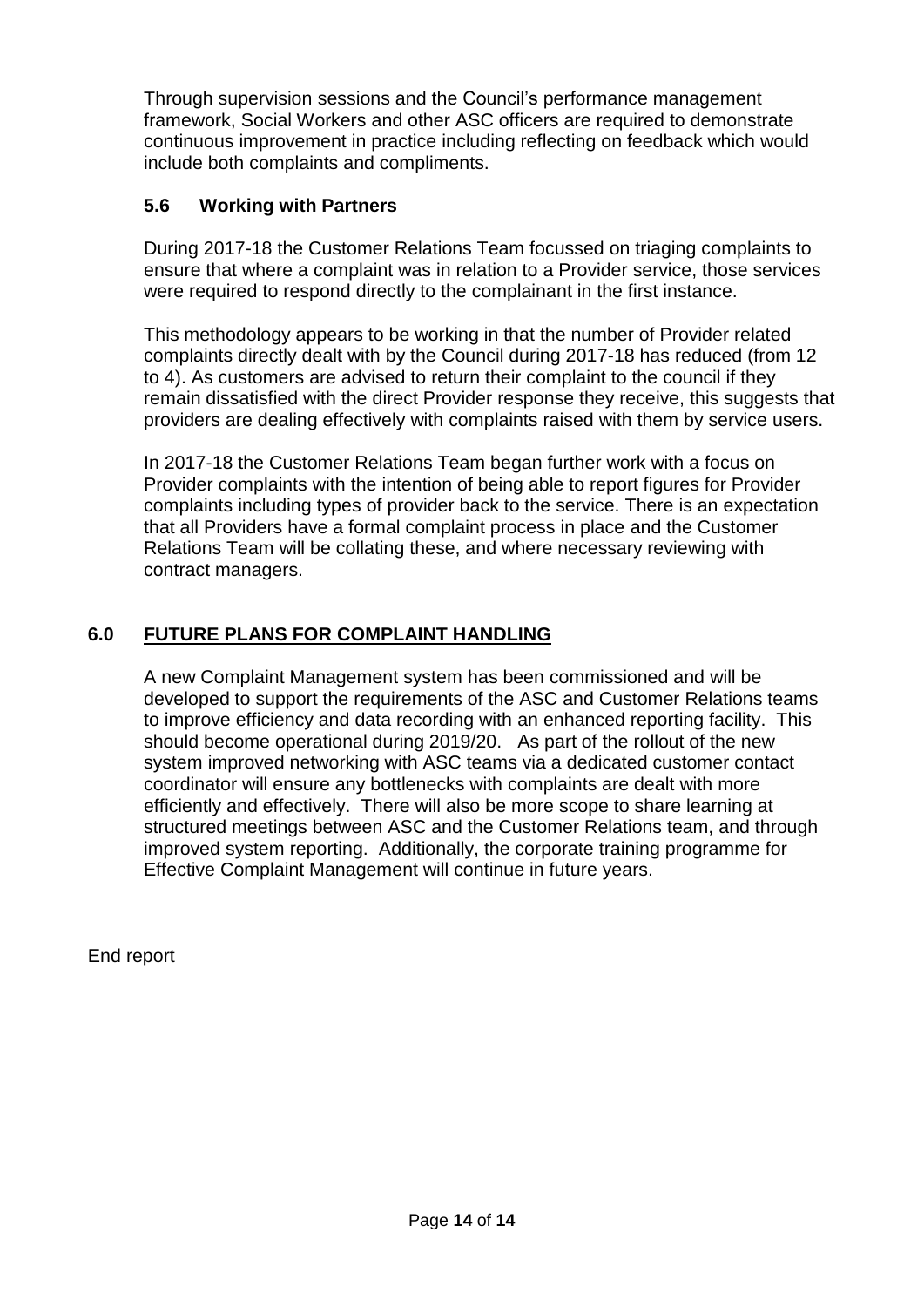Through supervision sessions and the Council's performance management framework, Social Workers and other ASC officers are required to demonstrate continuous improvement in practice including reflecting on feedback which would include both complaints and compliments.

### 5.6 Working with Partners

During 2017-18 the Customer Relations Team focussed on triaging complaints to ensure that where a complaint was in relation to a Provider service, those services were required to respond directly to the complainant in the first instance.

This methodology appears to be working in that the number of Provider related complaints directly dealt with by the Council during 2017-18 has reduced (from 12 to 4). As customers are advised to return their complaint to the council if they remain dissatisfied with the direct Provider response they receive, this suggests that providers are dealing effectively with complaints raised with them by service users.

In 2017-18 the Customer Relations Team began further work with a focus on Provider complaints with the intention of being able to report figures for Provider complaints including types of provider back to the service. There is an expectation that all Providers have a formal complaint process in place and the Customer Relations Team will be collating these, and where necessary reviewing with contract managers.

## 6.0 FUTURE PLANS FOR COMPLAINT HANDLING

A new Complaint Management system has been commissioned and will be developed to support the requirements of the ASC and Customer Relations teams to improve efficiency and data recording with an enhanced reporting facility. This should become operational during 2019/20. As part of the rollout of the new system improved networking with ASC teams via a dedicated customer contact coordinator will ensure any bottlenecks with complaints are dealt with more efficiently and effectively. There will also be more scope to share learning at structured meetings between ASC and the Customer Relations team, and through improved system reporting. Additionally, the corporate training programme for Effective Complaint Management will continue in future years.

End report